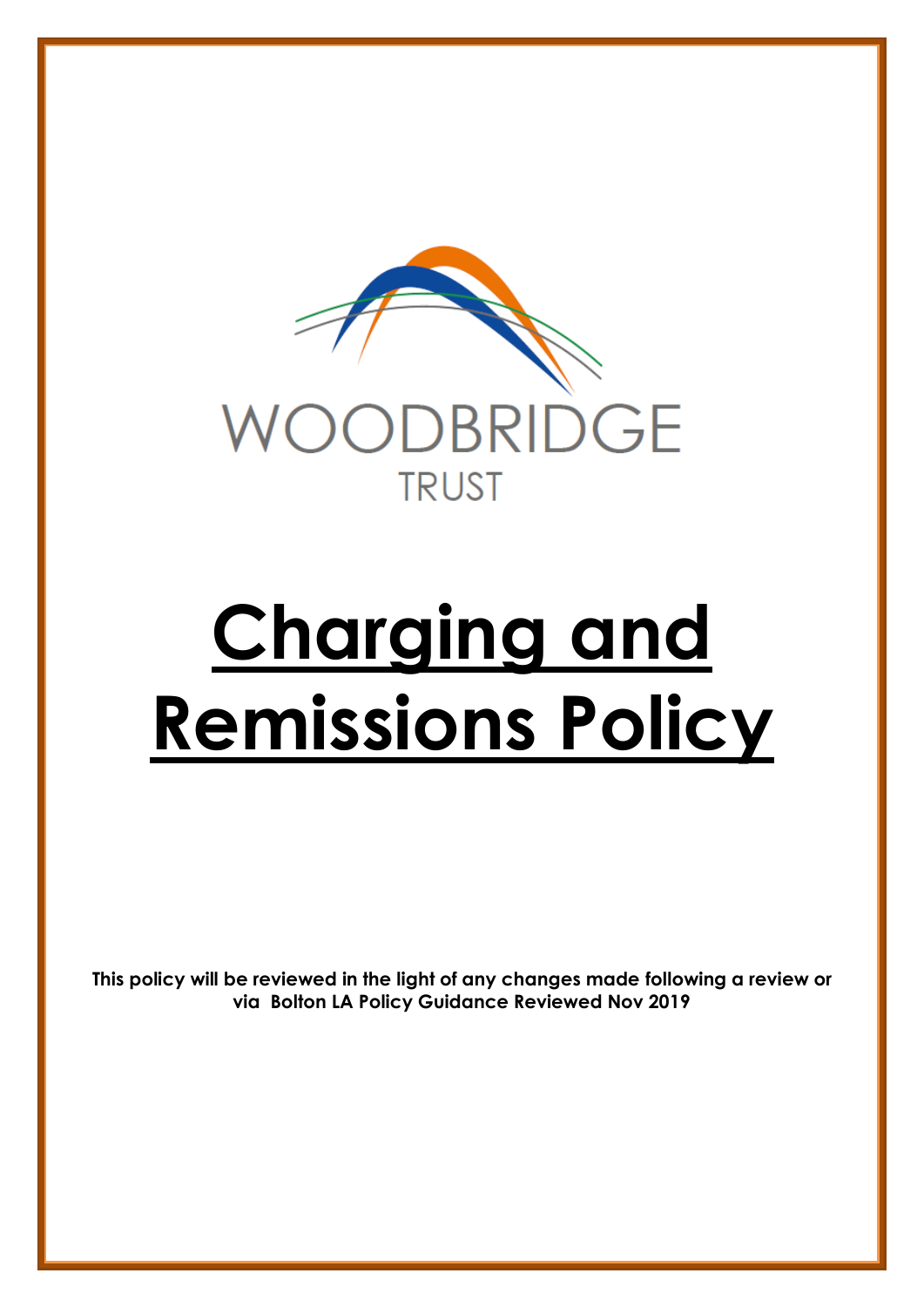WOODBRIDGE

TRUST

# Charging and Remissions Policy

**This policy will be reviewed in the light of any changes made following a review or via Bolton LA Policy Guidance Reviewed Nov 2019**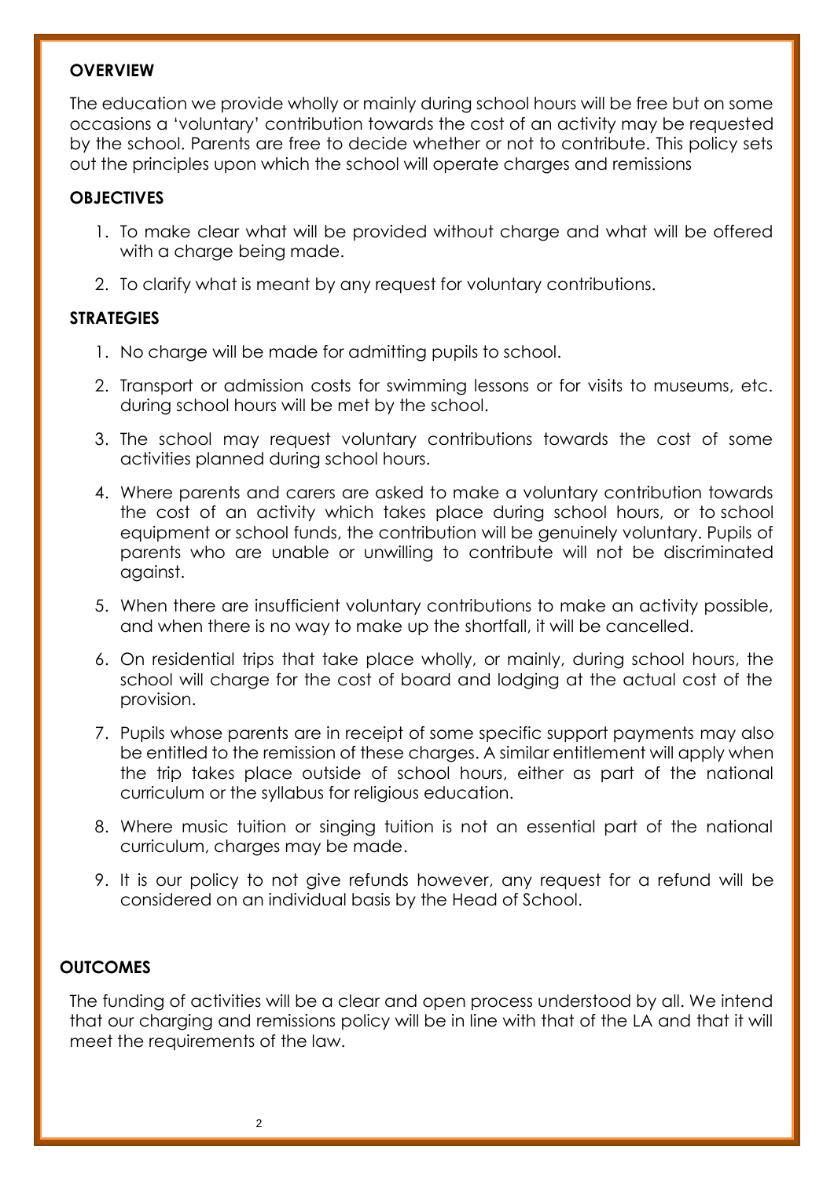## OVERVIEW

The education we provide wholly or mainly during school hours will be free but on some occasions a 'voluntary' contribution towards the cost of an activity may be requested by the school. Parents are free to decide whether or not to contribute. This policy sets out the principles upon which the school will operate charges and remissions

## OBJECTIVES

1. To make clear what will be provided without charge and what will be offered with a charge being made.
2. To clarify what is meant by any request for voluntary contributions.

## STRATEGIES

1. No charge will be made for admitting pupils to school.
2. Transport or admission costs for swimming lessons or for visits to museums, etc. during school hours will be met by the school.
3. The school may request voluntary contributions towards the cost of some activities planned during school hours.
4. Where parents and carers are asked to make a voluntary contribution towards the cost of an activity which takes place during school hours, or to school equipment or school funds, the contribution will be genuinely voluntary. Pupils of parents who are unable or unwilling to contribute will not be discriminated against.
5. When there are insufficient voluntary contributions to make an activity possible, and when there is no way to make up the shortfall, it will be cancelled.
6. On residential trips that take place wholly, or mainly, during school hours, the school will charge for the cost of board and lodging at the actual cost of the provision.
7. Pupils whose parents are in receipt of some specific support payments may also be entitled to the remission of these charges. A similar entitlement will apply when the trip takes place outside of school hours, either as part of the national curriculum or the syllabus for religious education.
8. Where music tuition or singing tuition is not an essential part of the national curriculum, charges may be made.
9. It is our policy to not give refunds however, any request for a refund will be considered on an individual basis by the Head of School.

## OUTCOMES

The funding of activities will be a clear and open process understood by all. We intend that our charging and remissions policy will be in line with that of the LA and that it will meet the requirements of the law.